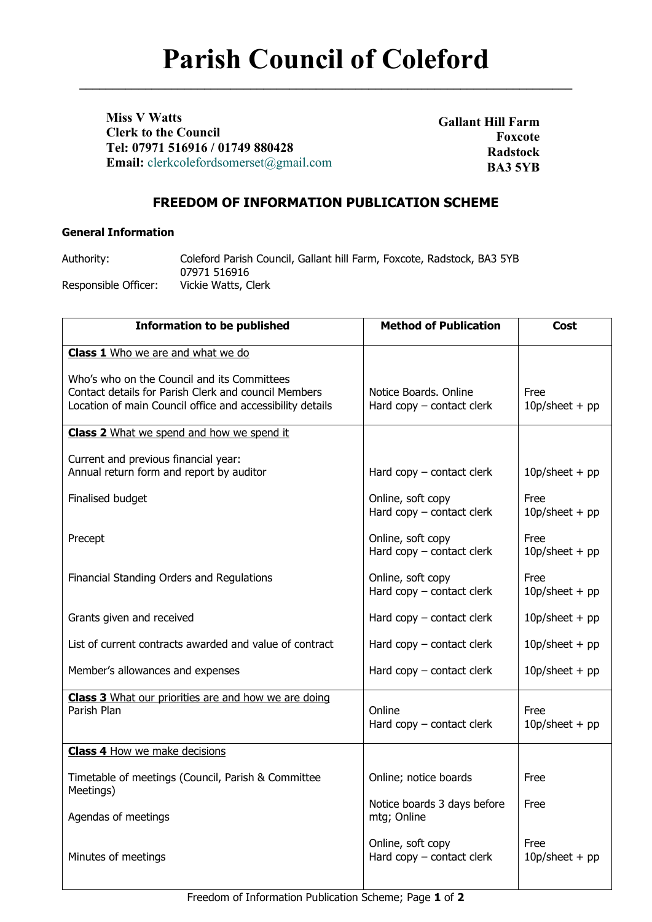# Parish Council of Coleford

**Miss V Watts**
**Clerk to the Council**
**Tel: 07971 516916 / 01749 880428**
**Email:** clerkcolefordsomerset@gmail.com

**Gallant Hill Farm**
**Foxcote**
**Radstock**
**BA3 5YB**

## FREEDOM OF INFORMATION PUBLICATION SCHEME

**General Information**

Authority: Coleford Parish Council, Gallant hill Farm, Foxcote, Radstock, BA3 5YB
07971 516916

Responsible Officer: Vickie Watts, Clerk

| Information to be published | Method of Publication | Cost |
|---|---|---|
| **Class 1** Who we are and what we do | | |
| Who's who on the Council and its Committees<br>Contact details for Parish Clerk and council Members<br>Location of main Council office and accessibility details | Notice Boards. Online<br>Hard copy – contact clerk | Free<br>10p/sheet + pp |
| **Class 2** What we spend and how we spend it | | |
| Current and previous financial year:<br>Annual return form and report by auditor | Hard copy – contact clerk | 10p/sheet + pp |
| Finalised budget | Online, soft copy<br>Hard copy – contact clerk | Free<br>10p/sheet + pp |
| Precept | Online, soft copy<br>Hard copy – contact clerk | Free<br>10p/sheet + pp |
| Financial Standing Orders and Regulations | Online, soft copy<br>Hard copy – contact clerk | Free<br>10p/sheet + pp |
| Grants given and received | Hard copy – contact clerk | 10p/sheet + pp |
| List of current contracts awarded and value of contract | Hard copy – contact clerk | 10p/sheet + pp |
| Member's allowances and expenses | Hard copy – contact clerk | 10p/sheet + pp |
| **Class 3** What our priorities are and how we are doing<br>Parish Plan | Online<br>Hard copy – contact clerk | Free<br>10p/sheet + pp |
| **Class 4** How we make decisions | | |
| Timetable of meetings (Council, Parish & Committee Meetings) | Online; notice boards | Free |
| Agendas of meetings | Notice boards 3 days before mtg; Online | Free |
| Minutes of meetings | Online, soft copy<br>Hard copy – contact clerk | Free<br>10p/sheet + pp |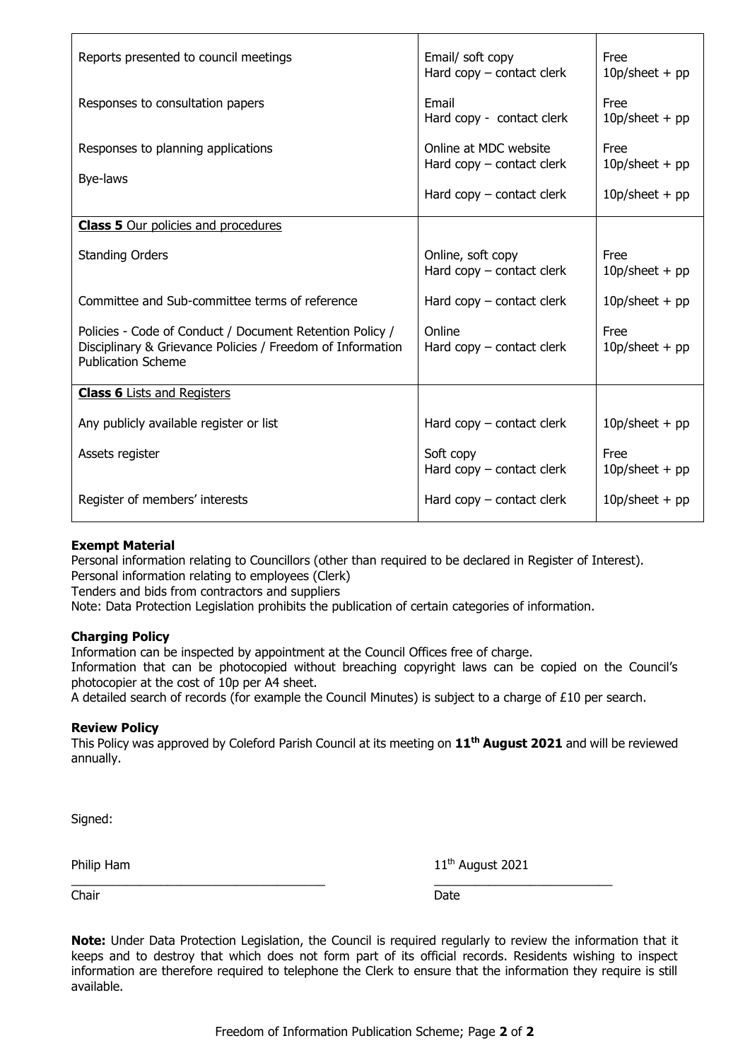| | | |
|---|---|---|
| Reports presented to council meetings | Email/ soft copy<br>Hard copy – contact clerk | Free<br>10p/sheet + pp |
| Responses to consultation papers | Email<br>Hard copy - contact clerk | Free<br>10p/sheet + pp |
| Responses to planning applications | Online at MDC website<br>Hard copy – contact clerk | Free<br>10p/sheet + pp |
| Bye-laws | Hard copy – contact clerk | 10p/sheet + pp |
| **Class 5** Our policies and procedures | | |
| Standing Orders | Online, soft copy<br>Hard copy – contact clerk | Free<br>10p/sheet + pp |
| Committee and Sub-committee terms of reference | Hard copy – contact clerk | 10p/sheet + pp |
| Policies - Code of Conduct / Document Retention Policy / Disciplinary & Grievance Policies / Freedom of Information Publication Scheme | Online<br>Hard copy – contact clerk | Free<br>10p/sheet + pp |
| **Class 6** Lists and Registers | | |
| Any publicly available register or list | Hard copy – contact clerk | 10p/sheet + pp |
| Assets register | Soft copy<br>Hard copy – contact clerk | Free<br>10p/sheet + pp |
| Register of members' interests | Hard copy – contact clerk | 10p/sheet + pp |

**Exempt Material**

Personal information relating to Councillors (other than required to be declared in Register of Interest).
Personal information relating to employees (Clerk)
Tenders and bids from contractors and suppliers
Note: Data Protection Legislation prohibits the publication of certain categories of information.

**Charging Policy**

Information can be inspected by appointment at the Council Offices free of charge.
Information that can be photocopied without breaching copyright laws can be copied on the Council's photocopier at the cost of 10p per A4 sheet.
A detailed search of records (for example the Council Minutes) is subject to a charge of £10 per search.

**Review Policy**

This Policy was approved by Coleford Parish Council at its meeting on **11th August 2021** and will be reviewed annually.

Signed:

Philip Ham　　　　　　　　　　11th August 2021

\_\_\_\_\_\_\_\_\_\_\_\_\_\_\_\_\_\_\_\_\_\_\_\_\_\_\_\_\_\_\_\_　　\_\_\_\_\_\_\_\_\_\_\_\_\_\_\_\_\_\_\_\_\_\_\_\_

Chair　　　　　　　　　　　　Date

**Note:** Under Data Protection Legislation, the Council is required regularly to review the information that it keeps and to destroy that which does not form part of its official records. Residents wishing to inspect information are therefore required to telephone the Clerk to ensure that the information they require is still available.